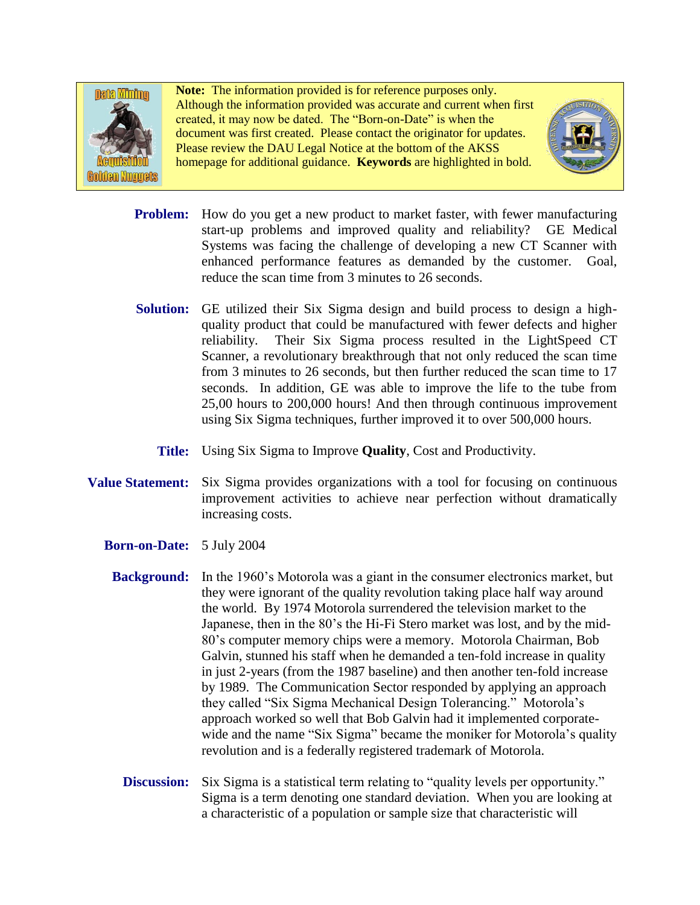**Note:** The information provided is for reference purposes only. Although the information provided was accurate and current when first created, it may now be dated. The "Born-on-Date" is when the document was first created. Please contact the originator for updates. Please review the DAU Legal Notice at the bottom of the AKSS homepage for additional guidance. **Keywords** are highlighted in bold.

**Problem:** How do you get a new product to market faster, with fewer manufacturing start-up problems and improved quality and reliability? GE Medical Systems was facing the challenge of developing a new CT Scanner with enhanced performance features as demanded by the customer. Goal, reduce the scan time from 3 minutes to 26 seconds.

**Solution:** GE utilized their Six Sigma design and build process to design a high-quality product that could be manufactured with fewer defects and higher reliability. Their Six Sigma process resulted in the LightSpeed CT Scanner, a revolutionary breakthrough that not only reduced the scan time from 3 minutes to 26 seconds, but then further reduced the scan time to 17 seconds. In addition, GE was able to improve the life to the tube from 25,00 hours to 200,000 hours! And then through continuous improvement using Six Sigma techniques, further improved it to over 500,000 hours.

**Title:** Using Six Sigma to Improve **Quality**, Cost and Productivity.

**Value Statement:** Six Sigma provides organizations with a tool for focusing on continuous improvement activities to achieve near perfection without dramatically increasing costs.

**Born-on-Date:** 5 July 2004

**Background:** In the 1960's Motorola was a giant in the consumer electronics market, but they were ignorant of the quality revolution taking place half way around the world. By 1974 Motorola surrendered the television market to the Japanese, then in the 80's the Hi-Fi Stero market was lost, and by the mid-80's computer memory chips were a memory. Motorola Chairman, Bob Galvin, stunned his staff when he demanded a ten-fold increase in quality in just 2-years (from the 1987 baseline) and then another ten-fold increase by 1989. The Communication Sector responded by applying an approach they called "Six Sigma Mechanical Design Tolerancing." Motorola's approach worked so well that Bob Galvin had it implemented corporate-wide and the name "Six Sigma" became the moniker for Motorola's quality revolution and is a federally registered trademark of Motorola.

**Discussion:** Six Sigma is a statistical term relating to "quality levels per opportunity." Sigma is a term denoting one standard deviation. When you are looking at a characteristic of a population or sample size that characteristic will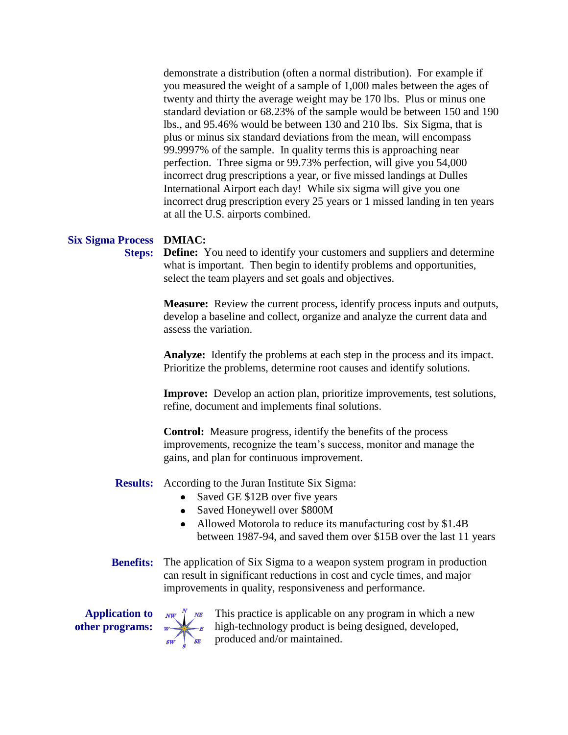demonstrate a distribution (often a normal distribution). For example if you measured the weight of a sample of 1,000 males between the ages of twenty and thirty the average weight may be 170 lbs. Plus or minus one standard deviation or 68.23% of the sample would be between 150 and 190 lbs., and 95.46% would be between 130 and 210 lbs. Six Sigma, that is plus or minus six standard deviations from the mean, will encompass 99.9997% of the sample. In quality terms this is approaching near perfection. Three sigma or 99.73% perfection, will give you 54,000 incorrect drug prescriptions a year, or five missed landings at Dulles International Airport each day! While six sigma will give you one incorrect drug prescription every 25 years or 1 missed landing in ten years at all the U.S. airports combined.

**Six Sigma Process Steps:**

**DMIAC:**

**Define:** You need to identify your customers and suppliers and determine what is important. Then begin to identify problems and opportunities, select the team players and set goals and objectives.

**Measure:** Review the current process, identify process inputs and outputs, develop a baseline and collect, organize and analyze the current data and assess the variation.

**Analyze:** Identify the problems at each step in the process and its impact. Prioritize the problems, determine root causes and identify solutions.

**Improve:** Develop an action plan, prioritize improvements, test solutions, refine, document and implements final solutions.

**Control:** Measure progress, identify the benefits of the process improvements, recognize the team's success, monitor and manage the gains, and plan for continuous improvement.

**Results:** According to the Juran Institute Six Sigma:

- Saved GE $12B over five years
- Saved Honeywell over $800M
- Allowed Motorola to reduce its manufacturing cost by $1.4B between 1987-94, and saved them over $15B over the last 11 years

**Benefits:** The application of Six Sigma to a weapon system program in production can result in significant reductions in cost and cycle times, and major improvements in quality, responsiveness and performance.

**Application to other programs:** This practice is applicable on any program in which a new high-technology product is being designed, developed, produced and/or maintained.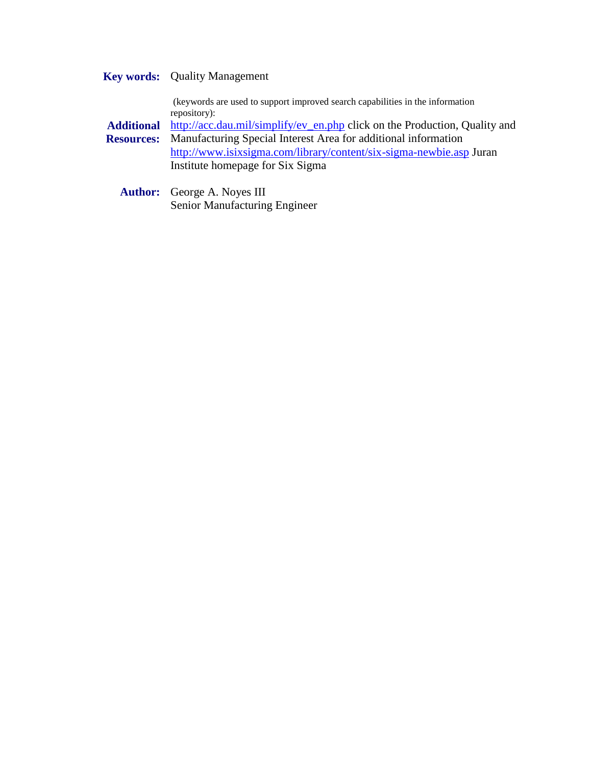**Key words:** Quality Management

(keywords are used to support improved search capabilities in the information repository):

**Additional Resources:** http://acc.dau.mil/simplify/ev_en.php click on the Production, Quality and Manufacturing Special Interest Area for additional information
http://www.isixsigma.com/library/content/six-sigma-newbie.asp Juran Institute homepage for Six Sigma

**Author:** George A. Noyes III
Senior Manufacturing Engineer